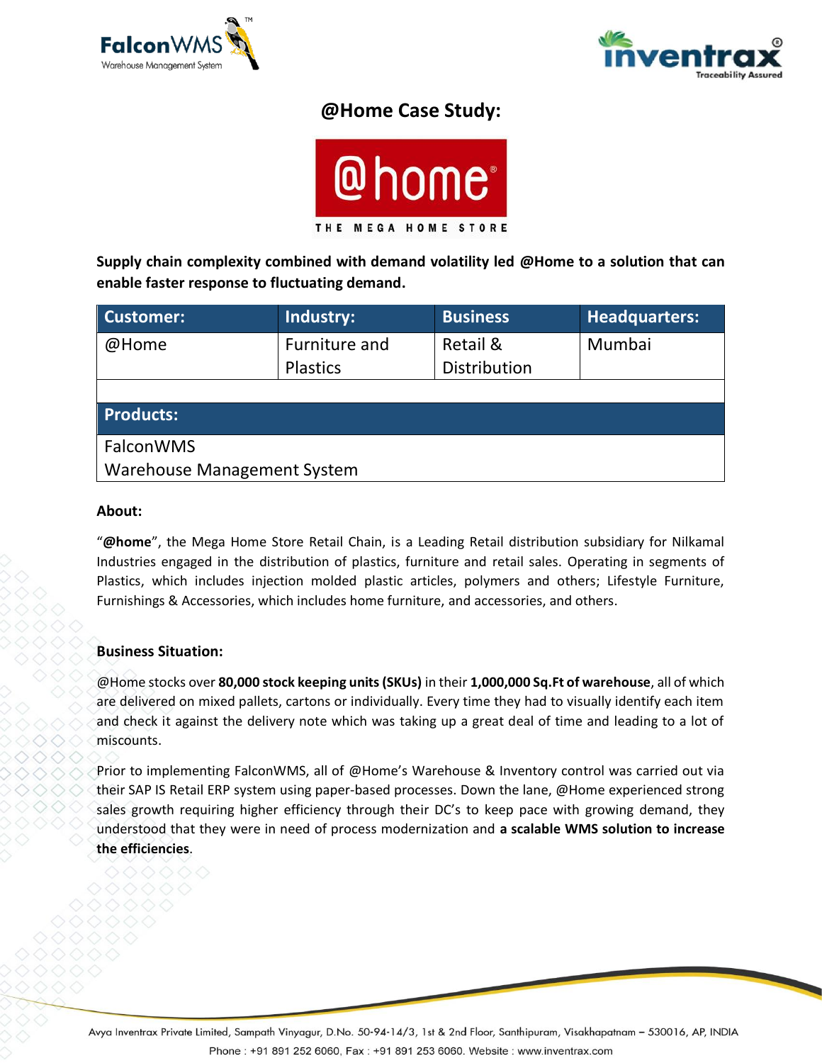# @Home Case Study:

**Supply chain complexity combined with demand volatility led @Home to a solution that can enable faster response to fluctuating demand.**

| Customer: | Industry: | Business | Headquarters: |
|---|---|---|---|
| @Home | Furniture and Plastics | Retail & Distribution | Mumbai |

| Products: |
|---|
| FalconWMS<br>Warehouse Management System |

**About:**

"**@home**", the Mega Home Store Retail Chain, is a Leading Retail distribution subsidiary for Nilkamal Industries engaged in the distribution of plastics, furniture and retail sales. Operating in segments of Plastics, which includes injection molded plastic articles, polymers and others; Lifestyle Furniture, Furnishings & Accessories, which includes home furniture, and accessories, and others.

**Business Situation:**

@Home stocks over **80,000 stock keeping units (SKUs)** in their **1,000,000 Sq.Ft of warehouse**, all of which are delivered on mixed pallets, cartons or individually. Every time they had to visually identify each item and check it against the delivery note which was taking up a great deal of time and leading to a lot of miscounts.

Prior to implementing FalconWMS, all of @Home's Warehouse & Inventory control was carried out via their SAP IS Retail ERP system using paper-based processes. Down the lane, @Home experienced strong sales growth requiring higher efficiency through their DC's to keep pace with growing demand, they understood that they were in need of process modernization and **a scalable WMS solution to increase the efficiencies**.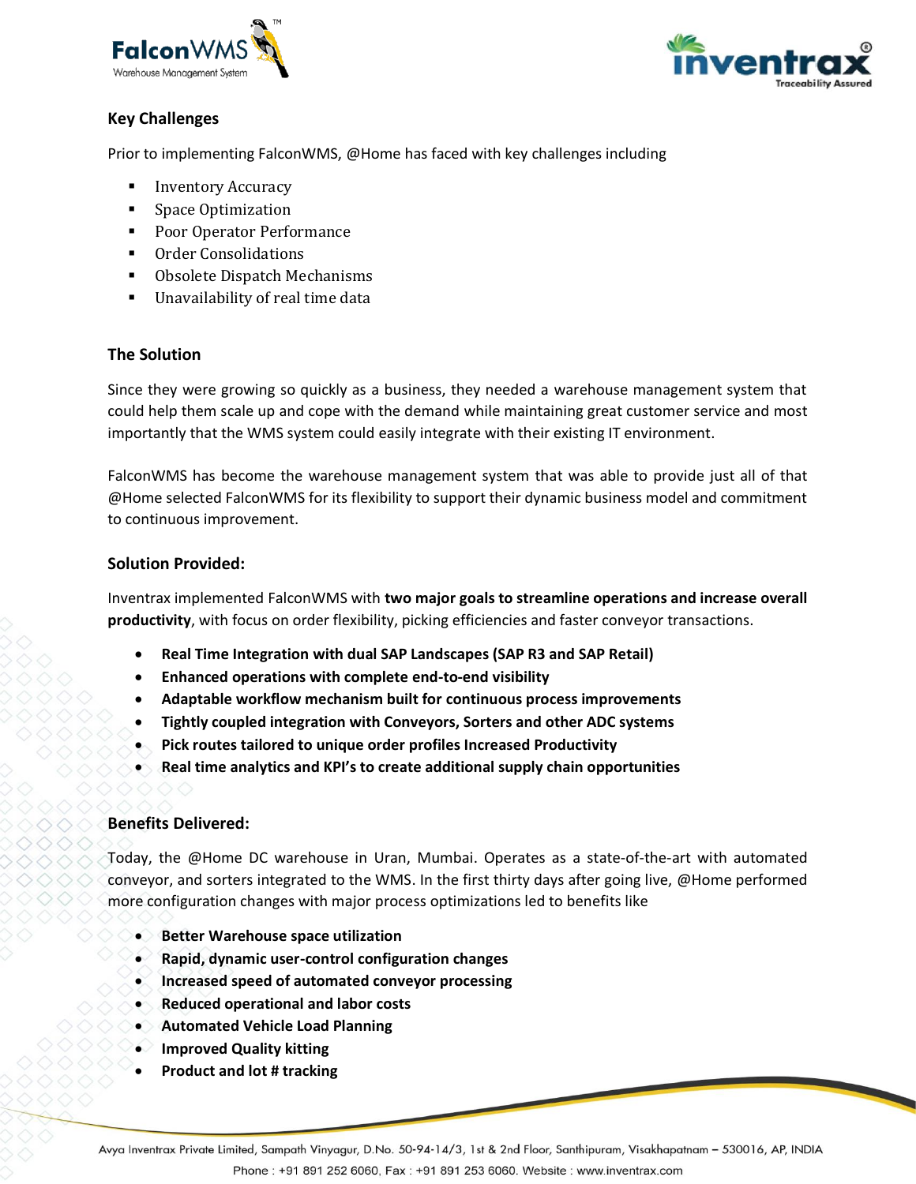## Key Challenges

Prior to implementing FalconWMS, @Home has faced with key challenges including

- Inventory Accuracy
- Space Optimization
- Poor Operator Performance
- Order Consolidations
- Obsolete Dispatch Mechanisms
- Unavailability of real time data

## The Solution

Since they were growing so quickly as a business, they needed a warehouse management system that could help them scale up and cope with the demand while maintaining great customer service and most importantly that the WMS system could easily integrate with their existing IT environment.

FalconWMS has become the warehouse management system that was able to provide just all of that @Home selected FalconWMS for its flexibility to support their dynamic business model and commitment to continuous improvement.

## Solution Provided:

Inventrax implemented FalconWMS with **two major goals to streamline operations and increase overall productivity**, with focus on order flexibility, picking efficiencies and faster conveyor transactions.

- **Real Time Integration with dual SAP Landscapes (SAP R3 and SAP Retail)**
- **Enhanced operations with complete end-to-end visibility**
- **Adaptable workflow mechanism built for continuous process improvements**
- **Tightly coupled integration with Conveyors, Sorters and other ADC systems**
- **Pick routes tailored to unique order profiles Increased Productivity**
- **Real time analytics and KPI's to create additional supply chain opportunities**

## Benefits Delivered:

Today, the @Home DC warehouse in Uran, Mumbai. Operates as a state-of-the-art with automated conveyor, and sorters integrated to the WMS. In the first thirty days after going live, @Home performed more configuration changes with major process optimizations led to benefits like

- **Better Warehouse space utilization**
- **Rapid, dynamic user-control configuration changes**
- **Increased speed of automated conveyor processing**
- **Reduced operational and labor costs**
- **Automated Vehicle Load Planning**
- **Improved Quality kitting**
- **Product and lot # tracking**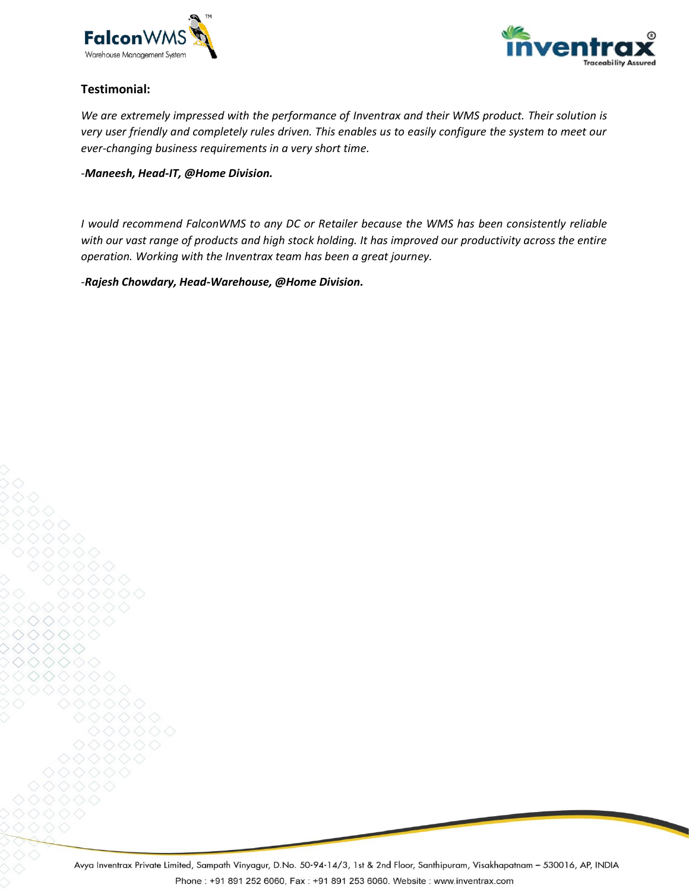**Testimonial:**

*We are extremely impressed with the performance of Inventrax and their WMS product. Their solution is very user friendly and completely rules driven. This enables us to easily configure the system to meet our ever-changing business requirements in a very short time.*

-***Maneesh, Head-IT, @Home Division.***

*I would recommend FalconWMS to any DC or Retailer because the WMS has been consistently reliable with our vast range of products and high stock holding. It has improved our productivity across the entire operation. Working with the Inventrax team has been a great journey.*

-***Rajesh Chowdary, Head-Warehouse, @Home Division.***